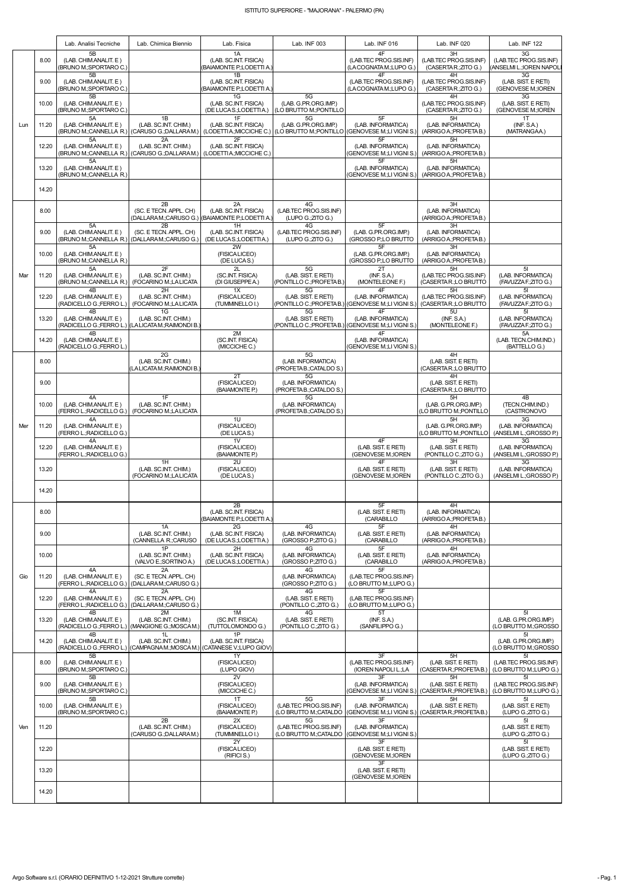# ISTITUTO SUPERIORE - "MAJORANA" - PALERMO (PA)

| | | Lab. Analisi Tecniche | Lab. Chimica Biennio | Lab. Fisica | Lab. INF 003 | Lab. INF 016 | Lab. INF 020 | Lab. INF 122 |
|---|---|---|---|---|---|---|---|---|
| Lun | 8.00 | 5B (LAB. CHIM.ANALIT. E ) (BRUNO M.;SPORTARO C.) | | 1A (LAB. SC.INT. FISICA) (BAIAMONTE P.;LODETTI A.) | | 4F (LAB.TEC PROG.SIS.INF) (LA COGNATA M.;LUPO G.) | 3H (LAB.TEC PROG.SIS.INF) (CASERTA R.;ZITO G.) | 3G (LAB.TEC PROG.SIS.INF) (ANSELMI L.;IOREN NAPOLI |
| | 9.00 | 5B (LAB. CHIM.ANALIT. E ) (BRUNO M.;SPORTARO C.) | | 1B (LAB. SC.INT. FISICA) (BAIAMONTE P.;LODETTI A.) | | 4F (LAB.TEC PROG.SIS.INF) (LA COGNATA M.;LUPO G.) | 4H (LAB.TEC PROG.SIS.INF) (CASERTA R.;ZITO G.) | 3G (LAB. SIST. E RETI) (GENOVESE M.;IOREN |
| | 10.00 | 5B (LAB. CHIM.ANALIT. E ) (BRUNO M.;SPORTARO C.) | | 1G (LAB. SC.INT. FISICA) (DE LUCA S.;LODETTI A.) | 5G (LAB. G.PR.ORG.IMP.) (LO BRUTTO M.;PONTILLO | | 4H (LAB.TEC PROG.SIS.INF) (CASERTA R.;ZITO G.) | 3G (LAB. SIST. E RETI) (GENOVESE M.;IOREN |
| | 11.20 | 5A (LAB. CHIM.ANALIT. E ) (BRUNO M.;CANNELLA R.) | 1B (LAB. SC.INT. CHIM.) (CARUSO G.;DALLARA M.) | 1F (LAB. SC.INT. FISICA) (LODETTI A.;MICCICHE C.) | 5G (LAB. G.PR.ORG.IMP.) (LO BRUTTO M.;PONTILLO | 5F (LAB. INFORMATICA) (GENOVESE M.;LI VIGNI S.) | 5H (LAB. INFORMATICA) (ARRIGO A.;PROFETA B.) | 1T (INF. S.A.) (MATRANGA A.) |
| | 12.20 | 5A (LAB. CHIM.ANALIT. E ) (BRUNO M.;CANNELLA R.) | 2A (LAB. SC.INT. CHIM.) (CARUSO G.;DALLARA M.) | 2F (LAB. SC.INT. FISICA) (LODETTI A.;MICCICHE C.) | | 5F (LAB. INFORMATICA) (GENOVESE M.;LI VIGNI S.) | 5H (LAB. INFORMATICA) (ARRIGO A.;PROFETA B.) | |
| | 13.20 | 5A (LAB. CHIM.ANALIT. E ) (BRUNO M.;CANNELLA R.) | | | | 5F (LAB. INFORMATICA) (GENOVESE M.;LI VIGNI S.) | 5H (LAB. INFORMATICA) (ARRIGO A.;PROFETA B.) | |
| | 14.20 | | | | | | | |
| Mar | 8.00 | | 2B (SC. E TECN. APPL. CH) (DALLARA M.;CARUSO G.) | 2A (LAB. SC.INT. FISICA) (BAIAMONTE P.;LODETTI A.) | 4G (LAB.TEC PROG.SIS.INF) (LUPO G.;ZITO G.) | | 3H (LAB. INFORMATICA) (ARRIGO A.;PROFETA B.) | |
| | 9.00 | 5A (LAB. CHIM.ANALIT. E ) (BRUNO M.;CANNELLA R.) | 2B (SC. E TECN. APPL. CH) (DALLARA M.;CARUSO G.) | 1H (LAB. SC.INT. FISICA) (DE LUCA S.;LODETTI A.) | 4G (LAB.TEC PROG.SIS.INF) (LUPO G.;ZITO G.) | 5F (LAB. G.PR.ORG.IMP.) (GROSSO P.;LO BRUTTO | 3H (LAB. INFORMATICA) (ARRIGO A.;PROFETA B.) | |
| | 10.00 | 5A (LAB. CHIM.ANALIT. E ) (BRUNO M.;CANNELLA R.) | | 2W (FISICA LICEO) (DE LUCA S.) | | 5F (LAB. G.PR.ORG.IMP.) (GROSSO P.;LO BRUTTO | 3H (LAB. INFORMATICA) (ARRIGO A.;PROFETA B.) | |
| | 11.20 | 5A (LAB. CHIM.ANALIT. E ) (BRUNO M.;CANNELLA R.) | 2F (LAB. SC.INT. CHIM.) (FOCARINO M.;LA LICATA | 2L (SC.INT. FISICA) (DI GIUSEPPE A.) | 5G (LAB. SIST. E RETI) (PONTILLO C.;PROFETA B.) | 2T (INF. S.A.) (MONTELEONE F.) | 5H (LAB.TEC PROG.SIS.INF) (CASERTA R.;LO BRUTTO | 5I (LAB. INFORMATICA) (FAVUZZA F.;ZITO G.) |
| | 12.20 | 4B (LAB. CHIM.ANALIT. E ) (RADICELLO G.;FERRO L.) | 2H (LAB. SC.INT. CHIM.) (FOCARINO M.;LA LICATA | 1X (FISICA LICEO) (TUMMINELLO I.) | 5G (LAB. SIST. E RETI) (PONTILLO C.;PROFETA B.) | 4F (LAB. INFORMATICA) (GENOVESE M.;LI VIGNI S.) | 5H (LAB.TEC PROG.SIS.INF) (CASERTA R.;LO BRUTTO | 5I (LAB. INFORMATICA) (FAVUZZA F.;ZITO G.) |
| | 13.20 | 4B (LAB. CHIM.ANALIT. E ) (RADICELLO G.;FERRO L.) | 1G (LAB. SC.INT. CHIM.) (LA LICATA M.;RAIMONDI B.) | | 5G (LAB. SIST. E RETI) (PONTILLO C.;PROFETA B.) | 4F (LAB. INFORMATICA) (GENOVESE M.;LI VIGNI S.) | 5U (INF. S.A.) (MONTELEONE F.) | 5I (LAB. INFORMATICA) (FAVUZZA F.;ZITO G.) |
| | 14.20 | 4B (LAB. CHIM.ANALIT. E ) (RADICELLO G.;FERRO L.) | | 2M (SC.INT. FISICA) (MICCICHE C.) | | 4F (LAB. INFORMATICA) (GENOVESE M.;LI VIGNI S.) | | 5A (LAB. TECN.CHIM.IND.) (BATTELLO G.) |
| Mer | 8.00 | | 2G (LAB. SC.INT. CHIM.) (LA LICATA M.;RAIMONDI B.) | | 5G (LAB. INFORMATICA) (PROFETA B.;CATALDO S.) | | 4H (LAB. SIST. E RETI) (CASERTA R.;LO BRUTTO | |
| | 9.00 | | | 2T (FISICA LICEO) (BAIAMONTE P.) | 5G (LAB. INFORMATICA) (PROFETA B.;CATALDO S.) | | 4H (LAB. SIST. E RETI) (CASERTA R.;LO BRUTTO | |
| | 10.00 | 4A (LAB. CHIM.ANALIT. E ) (FERRO L.;RADICELLO G.) | 1F (LAB. SC.INT. CHIM.) (FOCARINO M.;LA LICATA | | 5G (LAB. INFORMATICA) (PROFETA B.;CATALDO S.) | | 5H (LAB. G.PR.ORG.IMP.) (LO BRUTTO M.;PONTILLO | 4B (TECN.CHIM.IND.) (CASTRONOVO |
| | 11.20 | 4A (LAB. CHIM.ANALIT. E ) (FERRO L.;RADICELLO G.) | | 1U (FISICA LICEO) (DE LUCA S.) | | | 5H (LAB. G.PR.ORG.IMP.) (LO BRUTTO M.;PONTILLO | 3G (LAB. INFORMATICA) (ANSELMI L.;GROSSO P.) |
| | 12.20 | 4A (LAB. CHIM.ANALIT. E ) (FERRO L.;RADICELLO G.) | | 1V (FISICA LICEO) (BAIAMONTE P.) | | 4F (LAB. SIST. E RETI) (GENOVESE M.;IOREN | 3H (LAB. SIST. E RETI) (PONTILLO C.;ZITO G.) | 3G (LAB. INFORMATICA) (ANSELMI L.;GROSSO P.) |
| | 13.20 | | 1H (LAB. SC.INT. CHIM.) (FOCARINO M.;LA LICATA | 2U (FISICA LICEO) (DE LUCA S.) | | 4F (LAB. SIST. E RETI) (GENOVESE M.;IOREN | 3H (LAB. SIST. E RETI) (PONTILLO C.;ZITO G.) | 3G (LAB. INFORMATICA) (ANSELMI L.;GROSSO P.) |
| | 14.20 | | | | | | | |
| Gio | 8.00 | | | 2B (LAB. SC.INT. FISICA) (BAIAMONTE P.;LODETTI A.) | | 5F (LAB. SIST. E RETI) (CARABILLO | 4H (LAB. INFORMATICA) (ARRIGO A.;PROFETA B.) | |
| | 9.00 | | 1A (LAB. SC.INT. CHIM.) (CANNELLA R.;CARUSO | 2G (LAB. SC.INT. FISICA) (DE LUCA S.;LODETTI A.) | 4G (LAB. INFORMATICA) (GROSSO P.;ZITO G.) | 5F (LAB. SIST. E RETI) (CARABILLO | 4H (LAB. INFORMATICA) (ARRIGO A.;PROFETA B.) | |
| | 10.00 | | 1P (LAB. SC.INT. CHIM.) (VALVO E.;SORTINO A.) | 2H (LAB. SC.INT. FISICA) (DE LUCA S.;LODETTI A.) | 4G (LAB. INFORMATICA) (GROSSO P.;ZITO G.) | 5F (LAB. SIST. E RETI) (CARABILLO | 4H (LAB. INFORMATICA) (ARRIGO A.;PROFETA B.) | |
| | 11.20 | 4A (LAB. CHIM.ANALIT. E ) (FERRO L.;RADICELLO G.) | 2A (SC. E TECN. APPL. CH) (DALLARA M.;CARUSO G.) | | 4G (LAB. INFORMATICA) (GROSSO P.;ZITO G.) | 5F (LAB.TEC PROG.SIS.INF) (LO BRUTTO M.;LUPO G.) | | |
| | 12.20 | 4A (LAB. CHIM.ANALIT. E ) (FERRO L.;RADICELLO G.) | 2A (SC. E TECN. APPL. CH) (DALLARA M.;CARUSO G.) | | 4G (LAB. SIST. E RETI) (PONTILLO C.;ZITO G.) | 5F (LAB.TEC PROG.SIS.INF) (LO BRUTTO M.;LUPO G.) | | |
| | 13.20 | 4B (LAB. CHIM.ANALIT. E ) (RADICELLO G.;FERRO L.) | 2M (LAB. SC.INT. CHIM.) (MANGIONE G.;MOSCA M.) | 1M (SC.INT. FISICA) (TUTTOLOMONDO G.) | 4G (LAB. SIST. E RETI) (PONTILLO C.;ZITO G.) | 5T (INF. S.A.) (SANFILIPPO G.) | | 5I (LAB. G.PR.ORG.IMP.) (LO BRUTTO M.;GROSSO |
| | 14.20 | 4B (LAB. CHIM.ANALIT. E ) (RADICELLO G.;FERRO L.) | 1L (LAB. SC.INT. CHIM.) (CAMPAGNA M.;MOSCA M.) | 1P (LAB. SC.INT. FISICA) (CATANESE V.;LUPO GIOV) | | | | 5I (LAB. G.PR.ORG.IMP.) (LO BRUTTO M.;GROSSO |
| Ven | 8.00 | 5B (LAB. CHIM.ANALIT. E ) (BRUNO M.;SPORTARO C.) | | 1Y (FISICA LICEO) (LUPO GIOV) | | 3F (LAB.TEC PROG.SIS.INF) (IOREN NAPOLI L.;LA | 5H (LAB. SIST. E RETI) (CASERTA R.;PROFETA B.) | 5I (LAB.TEC PROG.SIS.INF) (LO BRUTTO M.;LUPO G.) |
| | 9.00 | 5B (LAB. CHIM.ANALIT. E ) (BRUNO M.;SPORTARO C.) | | 2V (FISICA LICEO) (MICCICHE C.) | | 3F (LAB. INFORMATICA) (GENOVESE M.;LI VIGNI S.) | 5H (LAB. SIST. E RETI) (CASERTA R.;PROFETA B.) | 5I (LAB.TEC PROG.SIS.INF) (LO BRUTTO M.;LUPO G.) |
| | 10.00 | 5B (LAB. CHIM.ANALIT. E ) (BRUNO M.;SPORTARO C.) | | 1T (FISICA LICEO) (BAIAMONTE P.) | 5G (LAB.TEC PROG.SIS.INF) (LO BRUTTO M.;CATALDO | 3F (LAB. INFORMATICA) (GENOVESE M.;LI VIGNI S.) | 5H (LAB. SIST. E RETI) (CASERTA R.;PROFETA B.) | 5I (LAB. SIST. E RETI) (LUPO G.;ZITO G.) |
| | 11.20 | | 2B (LAB. SC.INT. CHIM.) (CARUSO G.;DALLARA M.) | 2X (FISICA LICEO) (TUMMINELLO I.) | 5G (LAB.TEC PROG.SIS.INF) (LO BRUTTO M.;CATALDO | 3F (LAB. INFORMATICA) (GENOVESE M.;LI VIGNI S.) | | 5I (LAB. SIST. E RETI) (LUPO G.;ZITO G.) |
| | 12.20 | | | 2Y (FISICA LICEO) (RIFICI S.) | | 3F (LAB. SIST. E RETI) (GENOVESE M.;IOREN | | 5I (LAB. SIST. E RETI) (LUPO G.;ZITO G.) |
| | 13.20 | | | | | 3F (LAB. SIST. E RETI) (GENOVESE M.;IOREN | | |
| | 14.20 | | | | | | | |

Argo Software s.r.l. (ORARIO DEFINITIVO 1-12-2021 Strutture corrette)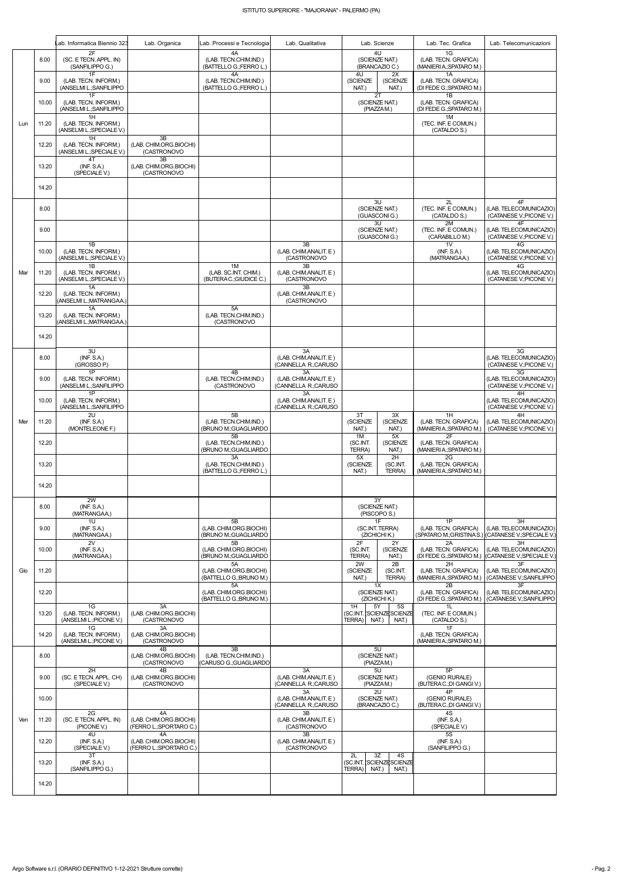# ISTITUTO SUPERIORE - "MAJORANA" - PALERMO (PA)

| | | Lab. Informatica Biennio 323 | Lab. Organica | Lab. Processi e Tecnologia | Lab. Qualitativa | Lab. Scienze | Lab. Tec. Grafica | Lab. Telecomunicazioni |
|---|---|---|---|---|---|---|---|---|
| Lun | 8.00 | 2F (SC. E TECN. APPL. IN) (SANFILIPPO G.) | | 4A (LAB. TECN.CHIM.IND.) (BATTELLO G.;FERRO L.) | | 4U (SCIENZE NAT.) (BRANCAZIO C.) | 1G (LAB. TECN. GRAFICA) (MANIERI A.;SPATARO M.) | |
| | 9.00 | 1F (LAB. TECN. INFORM.) (ANSELMI L.;SANFILIPPO | | 4A (LAB. TECN.CHIM.IND.) (BATTELLO G.;FERRO L.) | | 4U (SCIENZE NAT.) / 2X (SCIENZE NAT.) | 1A (LAB. TECN. GRAFICA) (DI FEDE G.;SPATARO M.) | |
| | 10.00 | 1F (LAB. TECN. INFORM.) (ANSELMI L.;SANFILIPPO | | | | 2T (SCIENZE NAT.) (PIAZZA M.) | 1B (LAB. TECN. GRAFICA) (DI FEDE G.;SPATARO M.) | |
| | 11.20 | 1H (LAB. TECN. INFORM.) (ANSELMI L.;SPECIALE V.) | | | | | 1M (TEC. INF. E COMUN.) (CATALDO S.) | |
| | 12.20 | 1H (LAB. TECN. INFORM.) (ANSELMI L.;SPECIALE V.) | 3B (LAB. CHIM.ORG.BIOCHI) (CASTRONOVO | | | | | |
| | 13.20 | 4T (INF. S.A.) (SPECIALE V.) | 3B (LAB. CHIM.ORG.BIOCHI) (CASTRONOVO | | | | | |
| | 14.20 | | | | | | | |
| Mar | 8.00 | | | | | 3U (SCIENZE NAT.) (GUASCONI G.) | 2L (TEC. INF. E COMUN.) (CATALDO S.) | 4F (LAB. TELECOMUNICAZIO) (CATANESE V.;PICONE V.) |
| | 9.00 | | | | | 3U (SCIENZE NAT.) (GUASCONI G.) | 2M (TEC. INF. E COMUN.) (CARABILLO M.) | 4F (LAB. TELECOMUNICAZIO) (CATANESE V.;PICONE V.) |
| | 10.00 | 1B (LAB. TECN. INFORM.) (ANSELMI L.;SPECIALE V.) | | | 3B (LAB. CHIM.ANALIT. E ) (CASTRONOVO | | 1V (INF. S.A.) (MATRANGA A.) | 4G (LAB. TELECOMUNICAZIO) (CATANESE V.;PICONE V.) |
| | 11.20 | 1B (LAB. TECN. INFORM.) (ANSELMI L.;SPECIALE V.) | | 1M (LAB. SC.INT. CHIM.) (BUTERA C.;GIUDICE C.) | 3B (LAB. CHIM.ANALIT. E ) (CASTRONOVO | | | 4G (LAB. TELECOMUNICAZIO) (CATANESE V.;PICONE V.) |
| | 12.20 | 1A (LAB. TECN. INFORM.) (ANSELMI L.;MATRANGA A.) | | | 3B (LAB. CHIM.ANALIT. E ) (CASTRONOVO | | | |
| | 13.20 | 1A (LAB. TECN. INFORM.) (ANSELMI L.;MATRANGA A.) | | 5A (LAB. TECN.CHIM.IND.) (CASTRONOVO | | | | |
| | 14.20 | | | | | | | |
| Mer | 8.00 | 3U (INF. S.A.) (GROSSO P.) | | | 3A (LAB. CHIM.ANALIT. E ) (CANNELLA R.;CARUSO | | | 3G (LAB. TELECOMUNICAZIO) (CATANESE V.;PICONE V.) |
| | 9.00 | 1P (LAB. TECN. INFORM.) (ANSELMI L.;SANFILIPPO | | 4B (LAB. TECN.CHIM.IND.) (CASTRONOVO | 3A (LAB. CHIM.ANALIT. E ) (CANNELLA R.;CARUSO | | | 3G (LAB. TELECOMUNICAZIO) (CATANESE V.;PICONE V.) |
| | 10.00 | 1P (LAB. TECN. INFORM.) (ANSELMI L.;SANFILIPPO | | | 3A (LAB. CHIM.ANALIT. E ) (CANNELLA R.;CARUSO | | | 4H (LAB. TELECOMUNICAZIO) (CATANESE V.;PICONE V.) |
| | 11.20 | 2U (INF. S.A.) (MONTELEONE F.) | | 5B (LAB. TECN.CHIM.IND.) (BRUNO M.;GUAGLIARDO | | 3T (SCIENZE NAT.) / 3X (SCIENZE NAT.) | 1H (LAB. TECN. GRAFICA) (MANIERI A.;SPATARO M.) | 4H (LAB. TELECOMUNICAZIO) (CATANESE V.;PICONE V.) |
| | 12.20 | | | 5B (LAB. TECN.CHIM.IND.) (BRUNO M.;GUAGLIARDO | | 1M (SC.INT. TERRA) / 5X (SCIENZE NAT.) | 2F (LAB. TECN. GRAFICA) (MANIERI A.;SPATARO M.) | |
| | 13.20 | | | 3A (LAB. TECN.CHIM.IND.) (BATTELLO G.;FERRO L.) | | 5X (SCIENZE NAT.) / 2H (SC.INT. TERRA) | 2G (LAB. TECN. GRAFICA) (MANIERI A.;SPATARO M.) | |
| | 14.20 | | | | | | | |
| Gio | 8.00 | 2W (INF. S.A.) (MATRANGA A.) | | | | 3Y (SCIENZE NAT.) (PISCOPO S.) | | |
| | 9.00 | 1U (INF. S.A.) (MATRANGA A.) | | 5B (LAB. CHIM.ORG.BIOCHI) (BRUNO M.;GUAGLIARDO | | 1F (SC.INT. TERRA) (ZICHICHI K.) | 1P (LAB. TECN. GRAFICA) (SPATARO M.;GRISTINA S.) | 3H (LAB. TELECOMUNICAZIO) (CATANESE V.;SPECIALE V.) |
| | 10.00 | 2V (INF. S.A.) (MATRANGA A.) | | 5B (LAB. CHIM.ORG.BIOCHI) (BRUNO M.;GUAGLIARDO | | 2F (SC.INT. TERRA) / 2Y (SCIENZE NAT.) | 2A (LAB. TECN. GRAFICA) (DI FEDE G.;SPATARO M.) | 3H (LAB. TELECOMUNICAZIO) (CATANESE V.;SPECIALE V.) |
| | 11.20 | | | 5A (LAB. CHIM.ORG.BIOCHI) (BATTELLO G.;BRUNO M.) | | 2W (SCIENZE NAT.) / 2B (SC.INT. TERRA) | 2H (LAB. TECN. GRAFICA) (MANIERI A.;SPATARO M.) | 3F (LAB. TELECOMUNICAZIO) (CATANESE V.;SANFILIPPO |
| | 12.20 | | | 5A (LAB. CHIM.ORG.BIOCHI) (BATTELLO G.;BRUNO M.) | | 1X (SCIENZE NAT.) (ZICHICHI K.) | 2B (LAB. TECN. GRAFICA) (DI FEDE G.;SPATARO M.) | 3F (LAB. TELECOMUNICAZIO) (CATANESE V.;SANFILIPPO |
| | 13.20 | 1G (LAB. TECN. INFORM.) (ANSELMI L.;PICONE V.) | 3A (LAB. CHIM.ORG.BIOCHI) (CASTRONOVO | | | 1H (SC.INT. TERRA) / 5Y (SCIENZE NAT.) / 5S (SCIENZE NAT.) | 1L (TEC. INF. E COMUN.) (CATALDO S.) | |
| | 14.20 | 1G (LAB. TECN. INFORM.) (ANSELMI L.;PICONE V.) | 3A (LAB. CHIM.ORG.BIOCHI) (CASTRONOVO | | | | 1F (LAB. TECN. GRAFICA) (MANIERI A.;SPATARO M.) | |
| Ven | 8.00 | | 4B (LAB. CHIM.ORG.BIOCHI) (CASTRONOVO | 3B (LAB. TECN.CHIM.IND.) (CARUSO G.;GUAGLIARDO | | 5U (SCIENZE NAT.) (PIAZZA M.) | | |
| | 9.00 | 2H (SC. E TECN. APPL. CH) (SPECIALE V.) | 4B (LAB. CHIM.ORG.BIOCHI) (CASTRONOVO | | 3A (LAB. CHIM.ANALIT. E ) (CANNELLA R.;CARUSO | 5U (SCIENZE NAT.) (PIAZZA M.) | 5P (GENIO RURALE) (BUTERA C.;DI GANGI V.) | |
| | 10.00 | | | | 3A (LAB. CHIM.ANALIT. E ) (CANNELLA R.;CARUSO | 2U (SCIENZE NAT.) (BRANCAZIO C.) | 4P (GENIO RURALE) (BUTERA C.;DI GANGI V.) | |
| | 11.20 | 2G (SC. E TECN. APPL. IN) (PICONE V.) | 4A (LAB. CHIM.ORG.BIOCHI) (FERRO L.;SPORTARO C.) | | 3B (LAB. CHIM.ANALIT. E ) (CASTRONOVO | | 4S (INF. S.A.) (SPECIALE V.) | |
| | 12.20 | 4U (INF. S.A.) (SPECIALE V.) | 4A (LAB. CHIM.ORG.BIOCHI) (FERRO L.;SPORTARO C.) | | 3B (LAB. CHIM.ANALIT. E ) (CASTRONOVO | | 5S (INF. S.A.) (SANFILIPPO G.) | |
| | 13.20 | 3T (INF. S.A.) (SANFILIPPO G.) | | | | 2L (SC.INT. TERRA) / 3Z (SCIENZE NAT.) / 4S (SCIENZE NAT.) | | |
| | 14.20 | | | | | | | |

Argo Software s.r.l. (ORARIO DEFINITIVO 1-12-2021 Strutture corrette)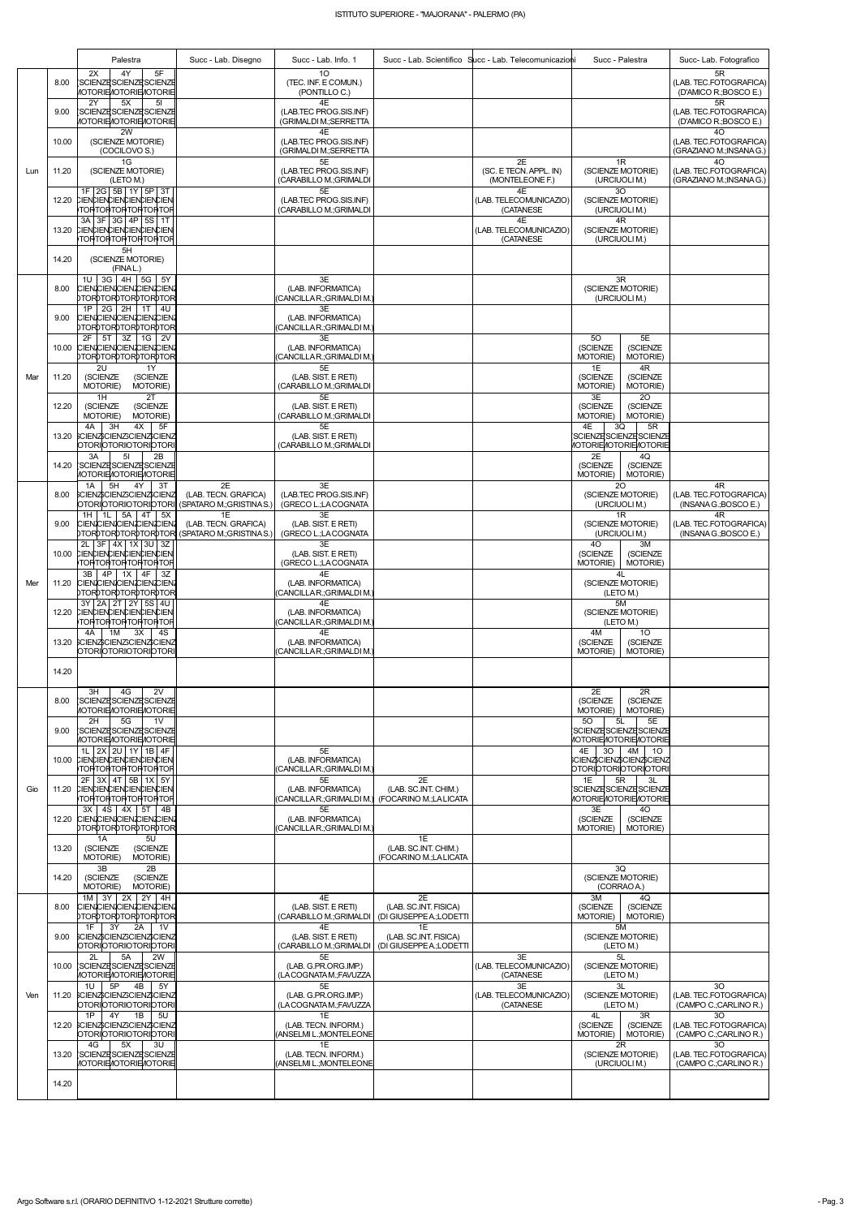| Giorno | Ora | Palestra | Succ - Lab. Disegno | Succ - Lab. Info. 1 | Succ - Lab. Scientifico | Succ - Lab. Telecomunicazioni | Succ - Palestra | Succ- Lab. Fotografico |
|---|---|---|---|---|---|---|---|---|
| Lun | 8.00 | 2X / 4Y / 5F (SCIENZE MOTORIE) | | 1O (TEC. INF. E COMUN.) (PONTILLO C.) | | | | 5R (LAB. TEC.FOTOGRAFICA) (D'AMICO R.;BOSCO E.) |
| | 9.00 | 2Y / 5X / 5I (SCIENZE MOTORIE) | | 4E (LAB.TEC PROG.SIS.INF) (GRIMALDI M.;SERRETTA | | | | 5R (LAB. TEC.FOTOGRAFICA) (D'AMICO R.;BOSCO E.) |
| | 10.00 | 2W (SCIENZE MOTORIE) (COCILOVO S.) | | 4E (LAB.TEC PROG.SIS.INF) (GRIMALDI M.;SERRETTA | | | | 4O (LAB. TEC.FOTOGRAFICA) (GRAZIANO M.;INSANA G.) |
| | 11.20 | 1G (SCIENZE MOTORIE) (LETO M.) | | 5E (LAB.TEC PROG.SIS.INF) (CARABILLO M.;GRIMALDI | | 2E (SC. E TECN. APPL. IN) (MONTELEONE F.) | 1R (SCIENZE MOTORIE) (URCIUOLI M.) | 4O (LAB. TEC.FOTOGRAFICA) (GRAZIANO M.;INSANA G.) |
| | 12.20 | 1F / 2G / 5B / 1Y / 5P / 3T (SCIENZE MOTORIE) | | 5E (LAB.TEC PROG.SIS.INF) (CARABILLO M.;GRIMALDI | | 4E (LAB. TELECOMUNICAZIO) (CATANESE | 3O (SCIENZE MOTORIE) (URCIUOLI M.) | |
| | 13.20 | 3A / 3F / 3G / 4P / 5S / 1T (SCIENZE MOTORIE) | | | | 4E (LAB. TELECOMUNICAZIO) (CATANESE | 4R (SCIENZE MOTORIE) (URCIUOLI M.) | |
| | 14.20 | 5H (SCIENZE MOTORIE) (FINA L.) | | | | | | |
| Mar | 8.00 | 1U / 3G / 4H / 5G / 5Y (SCIENZE MOTORIE) | | 3E (LAB. INFORMATICA) (CANCILLA R.;GRIMALDI M.) | | | 3R (SCIENZE MOTORIE) (URCIUOLI M.) | |
| | 9.00 | 1P / 2G / 2H / 1T / 4U (SCIENZE MOTORIE) | | 3E (LAB. INFORMATICA) (CANCILLA R.;GRIMALDI M.) | | | | |
| | 10.00 | 2F / 5T / 3Z / 1G / 2V (SCIENZE MOTORIE) | | 3E (LAB. INFORMATICA) (CANCILLA R.;GRIMALDI M.) | | | 5O (SCIENZE MOTORIE) / 5E (SCIENZE MOTORIE) | |
| | 11.20 | 2U (SCIENZE MOTORIE) / 1Y (SCIENZE MOTORIE) | | 5E (LAB. SIST. E RETI) (CARABILLO M.;GRIMALDI | | | 1E (SCIENZE MOTORIE) / 4R (SCIENZE MOTORIE) | |
| | 12.20 | 1H (SCIENZE MOTORIE) / 2T (SCIENZE MOTORIE) | | 5E (LAB. SIST. E RETI) (CARABILLO M.;GRIMALDI | | | 3E (SCIENZE MOTORIE) / 2O (SCIENZE MOTORIE) | |
| | 13.20 | 4A / 3H / 4X / 5F (SCIENZE MOTORIE) | | 5E (LAB. SIST. E RETI) (CARABILLO M.;GRIMALDI | | | 4E / 3Q / 5R (SCIENZE MOTORIE) | |
| | 14.20 | 3A / 5I / 2B (SCIENZE MOTORIE) | | | | | 2E (SCIENZE MOTORIE) / 4Q (SCIENZE MOTORIE) | |
| Mer | 8.00 | 1A / 5H / 4Y / 3T (SCIENZE MOTORIE) | 2E (LAB. TECN. GRAFICA) (SPATARO M.;GRISTINA S.) | 3E (LAB.TEC PROG.SIS.INF) (GRECO L.;LA COGNATA | | | 2O (SCIENZE MOTORIE) (URCIUOLI M.) | 4R (LAB. TEC.FOTOGRAFICA) (INSANA G.;BOSCO E.) |
| | 9.00 | 1H / 1L / 5A / 4T / 5X (SCIENZE MOTORIE) | 1E (LAB. TECN. GRAFICA) (SPATARO M.;GRISTINA S.) | 3E (LAB. SIST. E RETI) (GRECO L.;LA COGNATA | | | 1R (SCIENZE MOTORIE) (URCIUOLI M.) | 4R (LAB. TEC.FOTOGRAFICA) (INSANA G.;BOSCO E.) |
| | 10.00 | 2L / 3F / 4X / 1X / 3U / 3Z (SCIENZE MOTORIE) | | 3E (LAB. SIST. E RETI) (GRECO L.;LA COGNATA | | | 4O (SCIENZE MOTORIE) / 3M (SCIENZE MOTORIE) | |
| | 11.20 | 3B / 4P / 1X / 4F / 3Z (SCIENZE MOTORIE) | | 4E (LAB. INFORMATICA) (CANCILLA R.;GRIMALDI M.) | | | 4L (SCIENZE MOTORIE) (LETO M.) | |
| | 12.20 | 3Y / 2A / 2T / 2Y / 5S / 4U (SCIENZE MOTORIE) | | 4E (LAB. INFORMATICA) (CANCILLA R.;GRIMALDI M.) | | | 5M (SCIENZE MOTORIE) (LETO M.) | |
| | 13.20 | 4A / 1M / 3X / 4S (SCIENZE MOTORIE) | | 4E (LAB. INFORMATICA) (CANCILLA R.;GRIMALDI M.) | | | 4M (SCIENZE MOTORIE) / 1O (SCIENZE MOTORIE) | |
| | 14.20 | | | | | | | |
| Gio | 8.00 | 3H / 4G / 2V (SCIENZE MOTORIE) | | | | | 2E (SCIENZE MOTORIE) / 2R (SCIENZE MOTORIE) | |
| | 9.00 | 2H / 5G / 1V (SCIENZE MOTORIE) | | | | | 5O / 5L / 5E (SCIENZE MOTORIE) | |
| | 10.00 | 1L / 2X / 2U / 1Y / 1B / 4F (SCIENZE MOTORIE) | | 5E (LAB. INFORMATICA) (CANCILLA R.;GRIMALDI M.) | | | 4E / 3O / 4M / 1O (SCIENZE MOTORIE) | |
| | 11.20 | 2F / 3X / 4T / 5B / 1X / 5Y (SCIENZE MOTORIE) | | 5E (LAB. INFORMATICA) (CANCILLA R.;GRIMALDI M.) | 2E (LAB. SC.INT. CHIM.) (FOCARINO M.;LA LICATA | | 1E / 5R / 3L (SCIENZE MOTORIE) | |
| | 12.20 | 3X / 4S / 4X / 5T / 4B (SCIENZE MOTORIE) | | 5E (LAB. INFORMATICA) (CANCILLA R.;GRIMALDI M.) | | | 3E (SCIENZE MOTORIE) / 4O (SCIENZE MOTORIE) | |
| | 13.20 | 1A (SCIENZE MOTORIE) / 5U (SCIENZE MOTORIE) | | | 1E (LAB. SC.INT. CHIM.) (FOCARINO M.;LA LICATA | | | |
| | 14.20 | 3B (SCIENZE MOTORIE) / 2B (SCIENZE MOTORIE) | | | | | 3Q (SCIENZE MOTORIE) (CORRAO A.) | |
| Ven | 8.00 | 1M / 3Y / 2X / 2Y / 4H (SCIENZE MOTORIE) | | 4E (LAB. SIST. E RETI) (CARABILLO M.;GRIMALDI | 2E (LAB. SC.INT. FISICA) (DI GIUSEPPE A.;LODETTI | | 3M (SCIENZE MOTORIE) / 4Q (SCIENZE MOTORIE) | |
| | 9.00 | 1F / 3Y / 2A / 1V (SCIENZE MOTORIE) | | 4E (LAB. SIST. E RETI) (CARABILLO M.;GRIMALDI | 1E (LAB. SC.INT. FISICA) (DI GIUSEPPE A.;LODETTI | | 5M (SCIENZE MOTORIE) (LETO M.) | |
| | 10.00 | 2L / 5A / 2W (SCIENZE MOTORIE) | | 5E (LAB. G.PR.ORG.IMP.) (LA COGNATA M.;FAVUZZA | | 3E (LAB. TELECOMUNICAZIO) (CATANESE | 5L (SCIENZE MOTORIE) (LETO M.) | |
| | 11.20 | 1U / 5P / 4B / 5Y (SCIENZE MOTORIE) | | 5E (LAB. G.PR.ORG.IMP.) (LA COGNATA M.;FAVUZZA | | 3E (LAB. TELECOMUNICAZIO) (CATANESE | 3L (SCIENZE MOTORIE) (LETO M.) | 3O (LAB. TEC.FOTOGRAFICA) (CAMPO C.;CARLINO R.) |
| | 12.20 | 1P / 4Y / 1B / 5U (SCIENZE MOTORIE) | | 1E (LAB. TECN. INFORM.) (ANSELMI L.;MONTELEONE | | | 4L (SCIENZE MOTORIE) / 3R (SCIENZE MOTORIE) | 3O (LAB. TEC.FOTOGRAFICA) (CAMPO C.;CARLINO R.) |
| | 13.20 | 4G / 5X / 3U (SCIENZE MOTORIE) | | 1E (LAB. TECN. INFORM.) (ANSELMI L.;MONTELEONE | | | 2R (SCIENZE MOTORIE) (URCIUOLI M.) | 3O (LAB. TEC.FOTOGRAFICA) (CAMPO C.;CARLINO R.) |
| | 14.20 | | | | | | | |